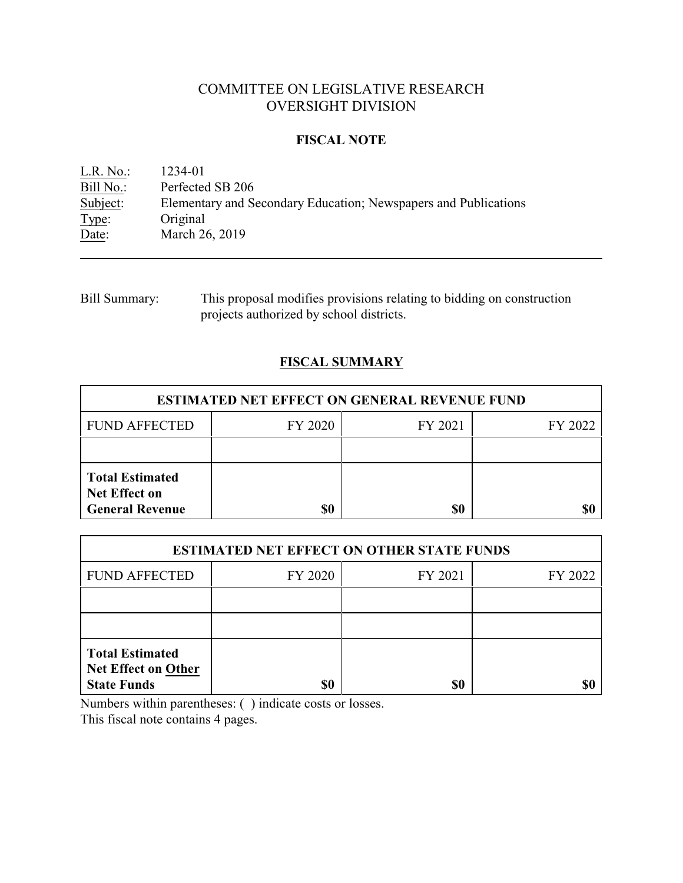# COMMITTEE ON LEGISLATIVE RESEARCH
# OVERSIGHT DIVISION

## FISCAL NOTE

L.R. No.: 1234-01
Bill No.: Perfected SB 206
Subject: Elementary and Secondary Education; Newspapers and Publications
Type: Original
Date: March 26, 2019

---

Bill Summary: This proposal modifies provisions relating to bidding on construction projects authorized by school districts.

## FISCAL SUMMARY

| ESTIMATED NET EFFECT ON GENERAL REVENUE FUND | | | |
|---|---|---|---|
| FUND AFFECTED | FY 2020 | FY 2021 | FY 2022 |
| | | | |
| **Total Estimated Net Effect on General Revenue** | **$0** | **$0** | **$0** |

| ESTIMATED NET EFFECT ON OTHER STATE FUNDS | | | |
|---|---|---|---|
| FUND AFFECTED | FY 2020 | FY 2021 | FY 2022 |
| | | | |
| | | | |
| **Total Estimated Net Effect on Other State Funds** | **$0** | **$0** | **$0** |

Numbers within parentheses: ( ) indicate costs or losses.
This fiscal note contains 4 pages.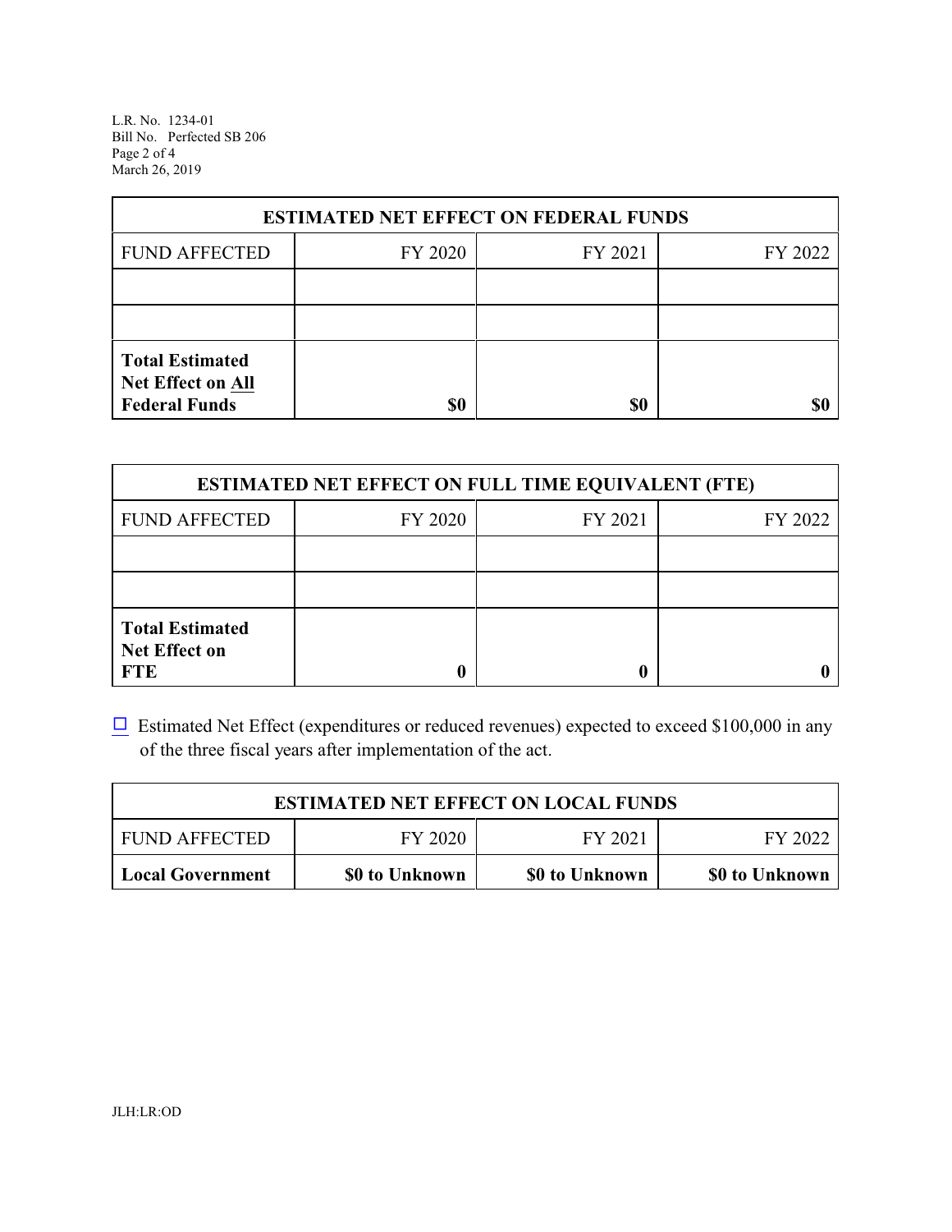| ESTIMATED NET EFFECT ON FEDERAL FUNDS | | | |
|---|---|---|---|
| FUND AFFECTED | FY 2020 | FY 2021 | FY 2022 |
| | | | |
| | | | |
| **Total Estimated Net Effect on All Federal Funds** | **$0** | **$0** | **$0** |

| ESTIMATED NET EFFECT ON FULL TIME EQUIVALENT (FTE) | | | |
|---|---|---|---|
| FUND AFFECTED | FY 2020 | FY 2021 | FY 2022 |
| | | | |
| | | | |
| **Total Estimated Net Effect on FTE** | **0** | **0** | **0** |

☐ Estimated Net Effect (expenditures or reduced revenues) expected to exceed $100,000 in any of the three fiscal years after implementation of the act.

| ESTIMATED NET EFFECT ON LOCAL FUNDS | | | |
|---|---|---|---|
| FUND AFFECTED | FY 2020 | FY 2021 | FY 2022 |
| **Local Government** | **$0 to Unknown** | **$0 to Unknown** | **$0 to Unknown** |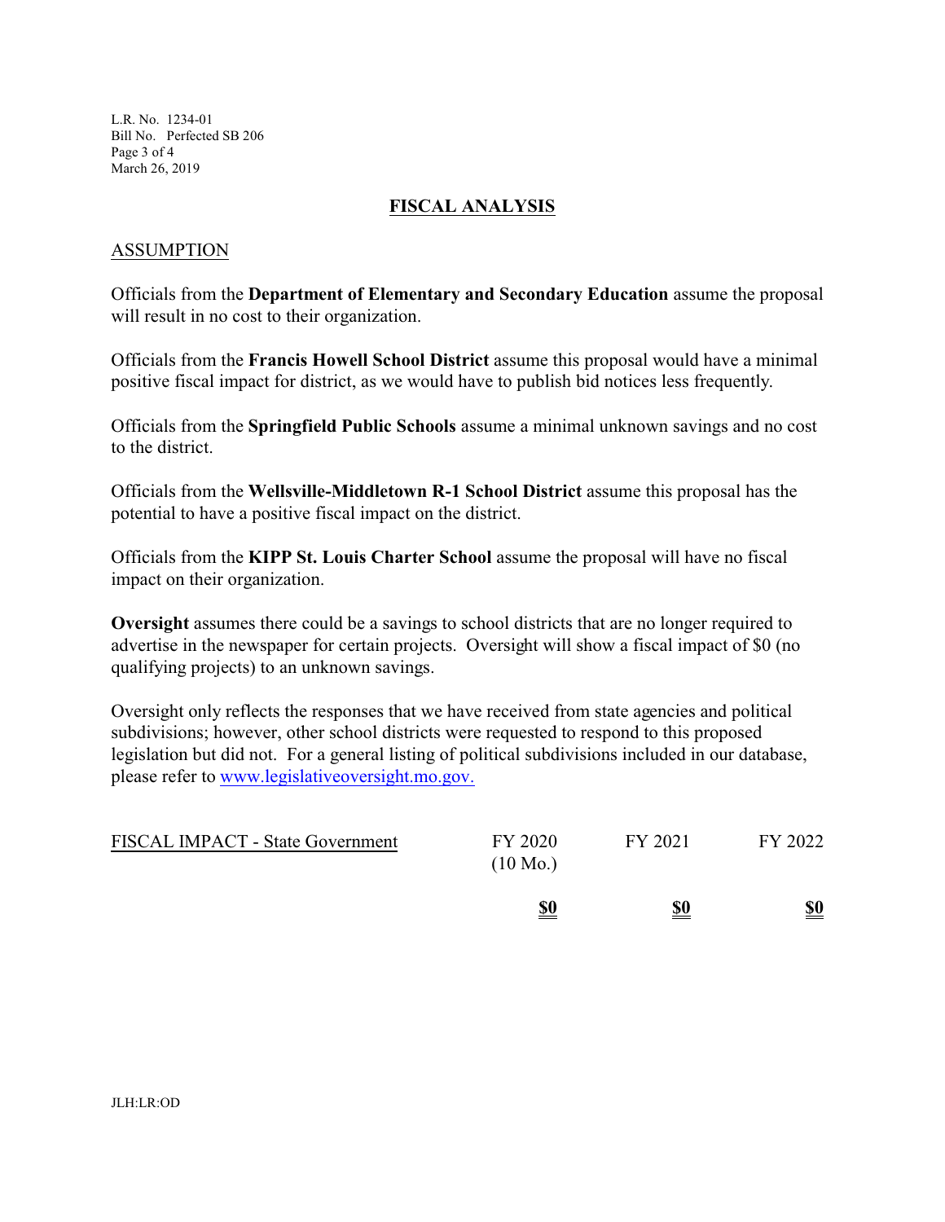## FISCAL ANALYSIS

### ASSUMPTION

Officials from the **Department of Elementary and Secondary Education** assume the proposal will result in no cost to their organization.

Officials from the **Francis Howell School District** assume this proposal would have a minimal positive fiscal impact for district, as we would have to publish bid notices less frequently.

Officials from the **Springfield Public Schools** assume a minimal unknown savings and no cost to the district.

Officials from the **Wellsville-Middletown R-1 School District** assume this proposal has the potential to have a positive fiscal impact on the district.

Officials from the **KIPP St. Louis Charter School** assume the proposal will have no fiscal impact on their organization.

**Oversight** assumes there could be a savings to school districts that are no longer required to advertise in the newspaper for certain projects. Oversight will show a fiscal impact of $0 (no qualifying projects) to an unknown savings.

Oversight only reflects the responses that we have received from state agencies and political subdivisions; however, other school districts were requested to respond to this proposed legislation but did not. For a general listing of political subdivisions included in our database, please refer to www.legislativeoversight.mo.gov.

| FISCAL IMPACT - State Government | FY 2020 (10 Mo.) | FY 2021 | FY 2022 |
|---|---|---|---|
| | **$0** | **$0** | **$0** |

JLH:LR:OD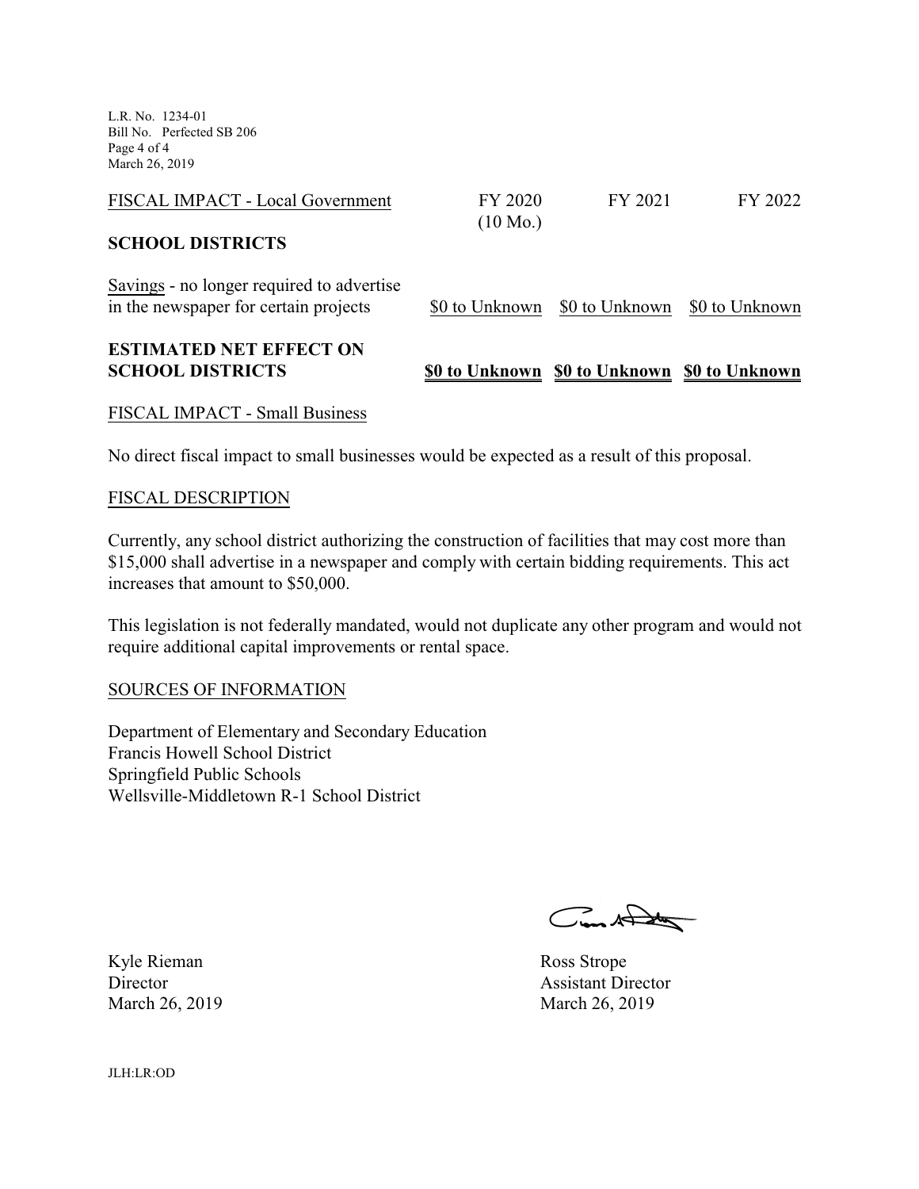| FISCAL IMPACT - Local Government | FY 2020 (10 Mo.) | FY 2021 | FY 2022 |
|---|---|---|---|
| **SCHOOL DISTRICTS** | | | |
| Savings - no longer required to advertise in the newspaper for certain projects | $0 to Unknown | $0 to Unknown | $0 to Unknown |
| **ESTIMATED NET EFFECT ON SCHOOL DISTRICTS** | **$0 to Unknown** | **$0 to Unknown** | **$0 to Unknown** |

FISCAL IMPACT - Small Business

No direct fiscal impact to small businesses would be expected as a result of this proposal.

FISCAL DESCRIPTION

Currently, any school district authorizing the construction of facilities that may cost more than $15,000 shall advertise in a newspaper and comply with certain bidding requirements. This act increases that amount to $50,000.

This legislation is not federally mandated, would not duplicate any other program and would not require additional capital improvements or rental space.

SOURCES OF INFORMATION

Department of Elementary and Secondary Education
Francis Howell School District
Springfield Public Schools
Wellsville-Middletown R-1 School District

Kyle Rieman
Director
March 26, 2019

Ross Strope
Assistant Director
March 26, 2019

JLH:LR:OD